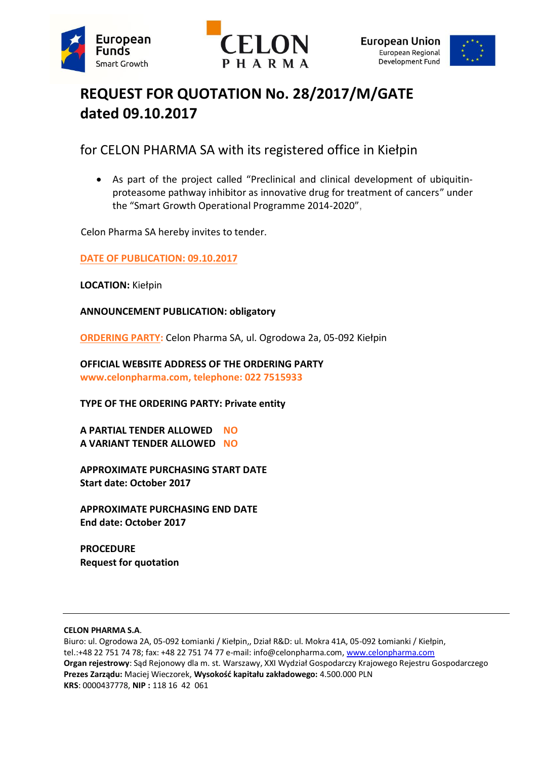European Funds
Smart Growth

CELON PHARMA

European Union
European Regional Development Fund

# REQUEST FOR QUOTATION No. 28/2017/M/GATE dated 09.10.2017

## for CELON PHARMA SA with its registered office in Kiełpin

- As part of the project called "Preclinical and clinical development of ubiquitin-proteasome pathway inhibitor as innovative drug for treatment of cancers" under the "Smart Growth Operational Programme 2014-2020",

Celon Pharma SA hereby invites to tender.

**DATE OF PUBLICATION: 09.10.2017**

**LOCATION:** Kiełpin

**ANNOUNCEMENT PUBLICATION: obligatory**

**ORDERING PARTY:** Celon Pharma SA, ul. Ogrodowa 2a, 05-092 Kiełpin

**OFFICIAL WEBSITE ADDRESS OF THE ORDERING PARTY**
**www.celonpharma.com, telephone: 022 7515933**

**TYPE OF THE ORDERING PARTY: Private entity**

**A PARTIAL TENDER ALLOWED NO**
**A VARIANT TENDER ALLOWED NO**

**APPROXIMATE PURCHASING START DATE**
**Start date: October 2017**

**APPROXIMATE PURCHASING END DATE**
**End date: October 2017**

**PROCEDURE**
**Request for quotation**

---

**CELON PHARMA S.A.**
Biuro: ul. Ogrodowa 2A, 05-092 Łomianki / Kiełpin,, Dział R&D: ul. Mokra 41A, 05-092 Łomianki / Kiełpin,
tel.:+48 22 751 74 78; fax: +48 22 751 74 77 e-mail: info@celonpharma.com, www.celonpharma.com
**Organ rejestrowy**: Sąd Rejonowy dla m. st. Warszawy, XXI Wydział Gospodarczy Krajowego Rejestru Gospodarczego
**Prezes Zarządu:** Maciej Wieczorek, **Wysokość kapitału zakładowego:** 4.500.000 PLN
**KRS**: 0000437778, **NIP :** 118 16 42 061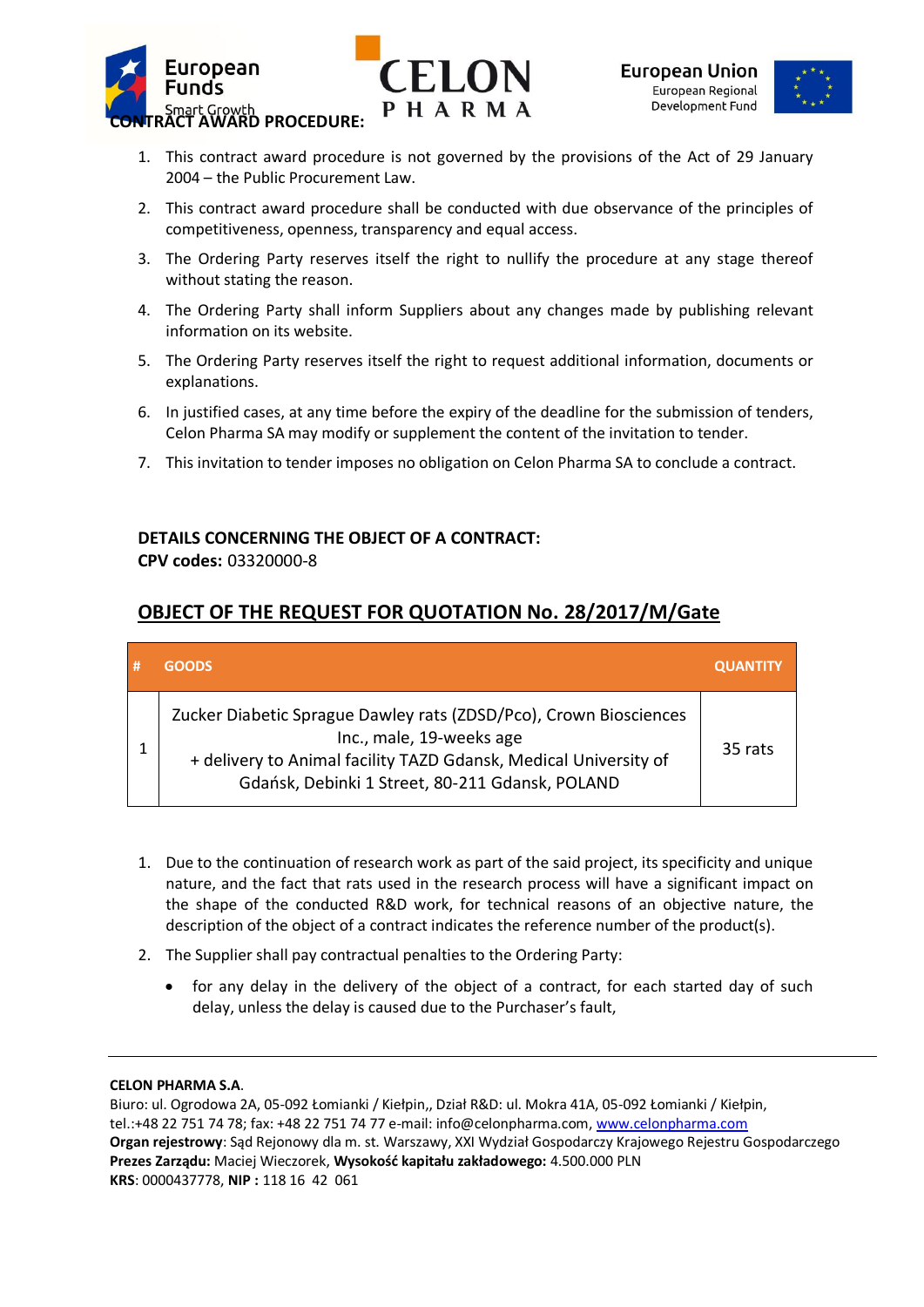**CONTRACT AWARD PROCEDURE:**

1. This contract award procedure is not governed by the provisions of the Act of 29 January 2004 – the Public Procurement Law.
2. This contract award procedure shall be conducted with due observance of the principles of competitiveness, openness, transparency and equal access.
3. The Ordering Party reserves itself the right to nullify the procedure at any stage thereof without stating the reason.
4. The Ordering Party shall inform Suppliers about any changes made by publishing relevant information on its website.
5. The Ordering Party reserves itself the right to request additional information, documents or explanations.
6. In justified cases, at any time before the expiry of the deadline for the submission of tenders, Celon Pharma SA may modify or supplement the content of the invitation to tender.
7. This invitation to tender imposes no obligation on Celon Pharma SA to conclude a contract.

**DETAILS CONCERNING THE OBJECT OF A CONTRACT:**
**CPV codes:** 03320000-8

## OBJECT OF THE REQUEST FOR QUOTATION No. 28/2017/M/Gate

| # | GOODS | QUANTITY |
|---|---|---|
| 1 | Zucker Diabetic Sprague Dawley rats (ZDSD/Pco), Crown Biosciences Inc., male, 19-weeks age + delivery to Animal facility TAZD Gdansk, Medical University of Gdańsk, Debinki 1 Street, 80-211 Gdansk, POLAND | 35 rats |

1. Due to the continuation of research work as part of the said project, its specificity and unique nature, and the fact that rats used in the research process will have a significant impact on the shape of the conducted R&D work, for technical reasons of an objective nature, the description of the object of a contract indicates the reference number of the product(s).
2. The Supplier shall pay contractual penalties to the Ordering Party:
   - for any delay in the delivery of the object of a contract, for each started day of such delay, unless the delay is caused due to the Purchaser's fault,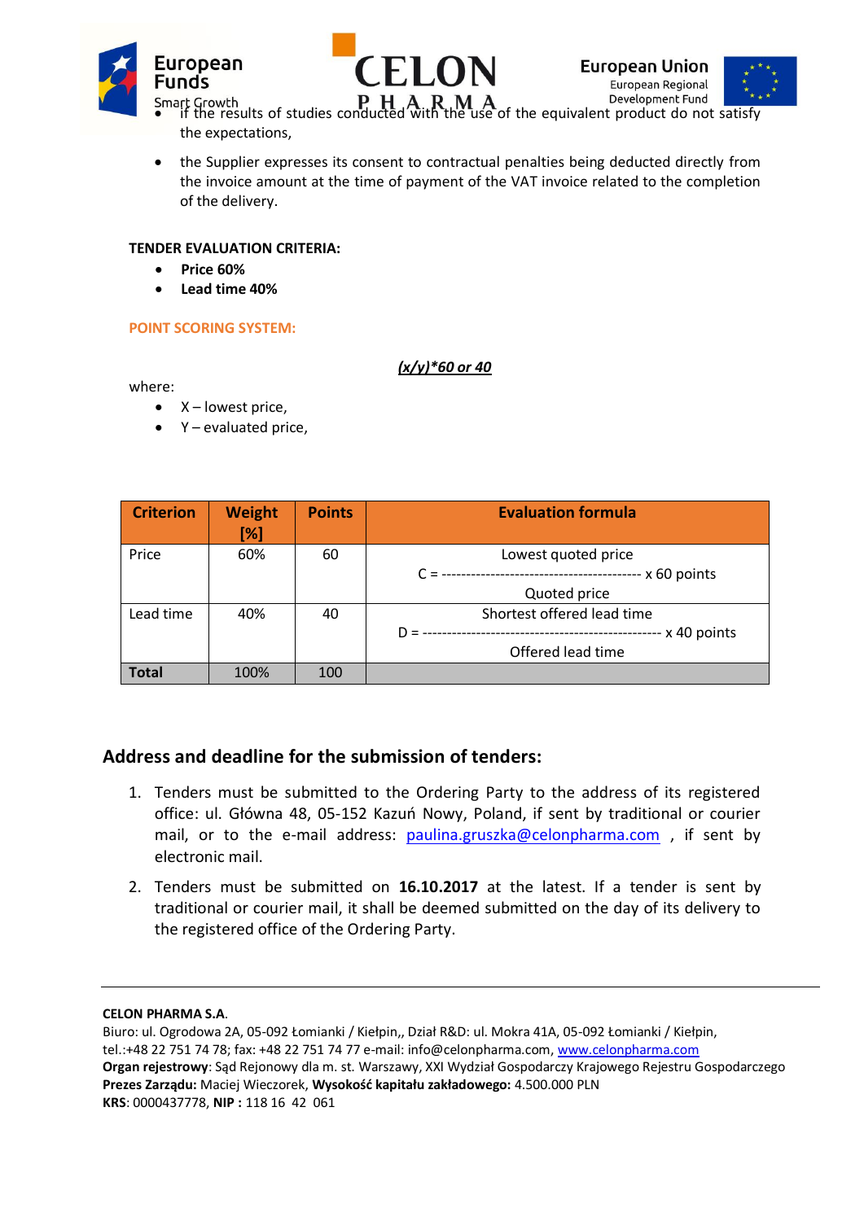- if the results of studies conducted with the use of the equivalent product do not satisfy the expectations,
- the Supplier expresses its consent to contractual penalties being deducted directly from the invoice amount at the time of payment of the VAT invoice related to the completion of the delivery.

**TENDER EVALUATION CRITERIA:**

- **Price 60%**
- **Lead time 40%**

**POINT SCORING SYSTEM:**

***(x/y)*60 or 40***

where:

- X – lowest price,
- Y – evaluated price,

| Criterion | Weight [%] | Points | Evaluation formula |
|---|---|---|---|
| Price | 60% | 60 | $C = \frac{\text{Lowest quoted price}}{\text{Quoted price}} \times 60 \text{ points}$ |
| Lead time | 40% | 40 | $D = \frac{\text{Shortest offered lead time}}{\text{Offered lead time}} \times 40 \text{ points}$ |
| **Total** | 100% | 100 | |

## Address and deadline for the submission of tenders:

1. Tenders must be submitted to the Ordering Party to the address of its registered office: ul. Główna 48, 05-152 Kazuń Nowy, Poland, if sent by traditional or courier mail, or to the e-mail address: paulina.gruszka@celonpharma.com , if sent by electronic mail.
2. Tenders must be submitted on **16.10.2017** at the latest. If a tender is sent by traditional or courier mail, it shall be deemed submitted on the day of its delivery to the registered office of the Ordering Party.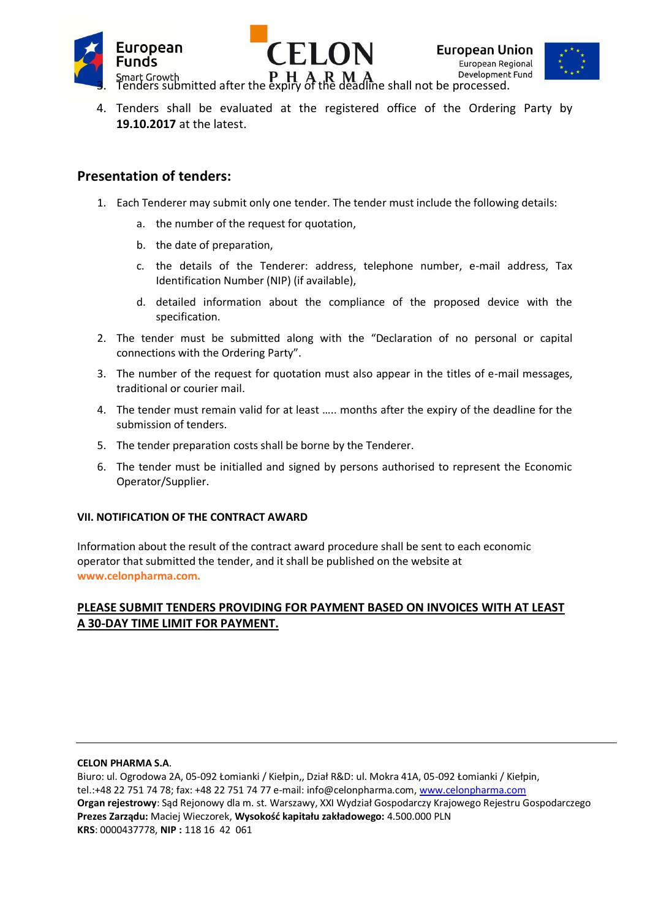3. Tenders submitted after the expiry of the deadline shall not be processed.
4. Tenders shall be evaluated at the registered office of the Ordering Party by **19.10.2017** at the latest.

## Presentation of tenders:

1. Each Tenderer may submit only one tender. The tender must include the following details:
    a. the number of the request for quotation,
    b. the date of preparation,
    c. the details of the Tenderer: address, telephone number, e-mail address, Tax Identification Number (NIP) (if available),
    d. detailed information about the compliance of the proposed device with the specification.
2. The tender must be submitted along with the "Declaration of no personal or capital connections with the Ordering Party".
3. The number of the request for quotation must also appear in the titles of e-mail messages, traditional or courier mail.
4. The tender must remain valid for at least ….. months after the expiry of the deadline for the submission of tenders.
5. The tender preparation costs shall be borne by the Tenderer.
6. The tender must be initialled and signed by persons authorised to represent the Economic Operator/Supplier.

**VII. NOTIFICATION OF THE CONTRACT AWARD**

Information about the result of the contract award procedure shall be sent to each economic operator that submitted the tender, and it shall be published on the website at **www.celonpharma.com.**

**PLEASE SUBMIT TENDERS PROVIDING FOR PAYMENT BASED ON INVOICES WITH AT LEAST A 30-DAY TIME LIMIT FOR PAYMENT.**

**CELON PHARMA S.A.**
Biuro: ul. Ogrodowa 2A, 05-092 Łomianki / Kiełpin,, Dział R&D: ul. Mokra 41A, 05-092 Łomianki / Kiełpin,
tel.:+48 22 751 74 78; fax: +48 22 751 74 77 e-mail: info@celonpharma.com, www.celonpharma.com
**Organ rejestrowy**: Sąd Rejonowy dla m. st. Warszawy, XXI Wydział Gospodarczy Krajowego Rejestru Gospodarczego
**Prezes Zarządu:** Maciej Wieczorek, **Wysokość kapitału zakładowego:** 4.500.000 PLN
**KRS**: 0000437778, **NIP :** 118 16 42 061